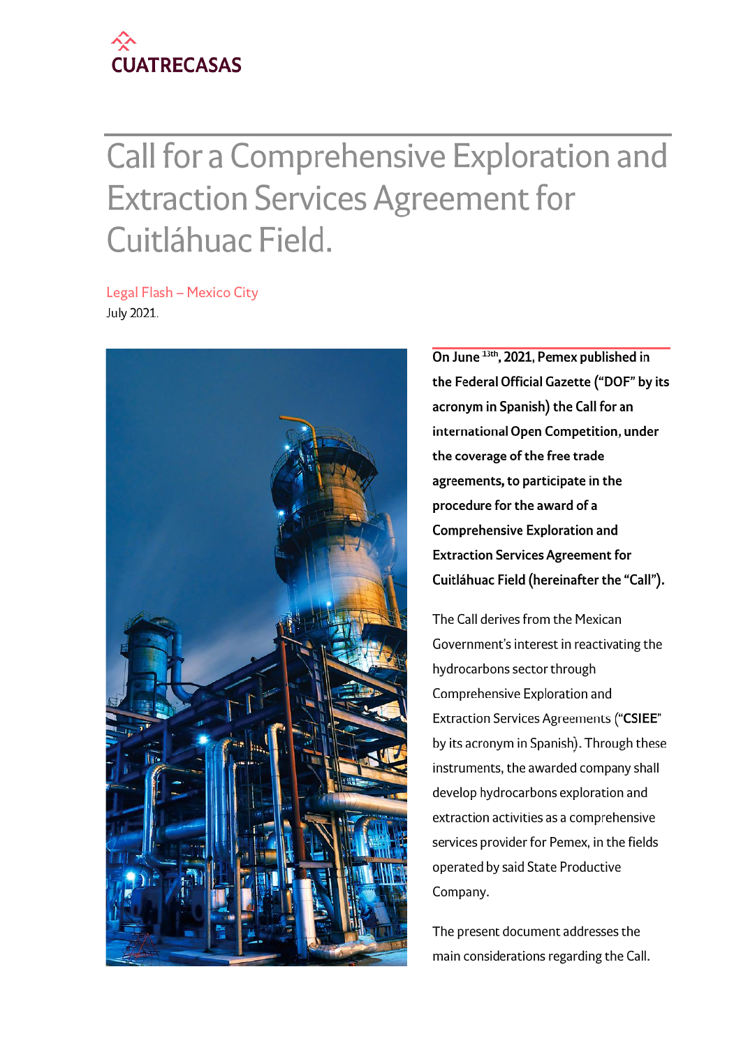CUATRECASAS

# Call for a Comprehensive Exploration and Extraction Services Agreement for Cuitláhuac Field.

Legal Flash – Mexico City

July 2021.

**On June 13th, 2021, Pemex published in the Federal Official Gazette ("DOF" by its acronym in Spanish) the Call for an international Open Competition, under the coverage of the free trade agreements, to participate in the procedure for the award of a Comprehensive Exploration and Extraction Services Agreement for Cuitláhuac Field (hereinafter the "Call").**

The Call derives from the Mexican Government's interest in reactivating the hydrocarbons sector through Comprehensive Exploration and Extraction Services Agreements ("**CSIEE**" by its acronym in Spanish). Through these instruments, the awarded company shall develop hydrocarbons exploration and extraction activities as a comprehensive services provider for Pemex, in the fields operated by said State Productive Company.

The present document addresses the main considerations regarding the Call.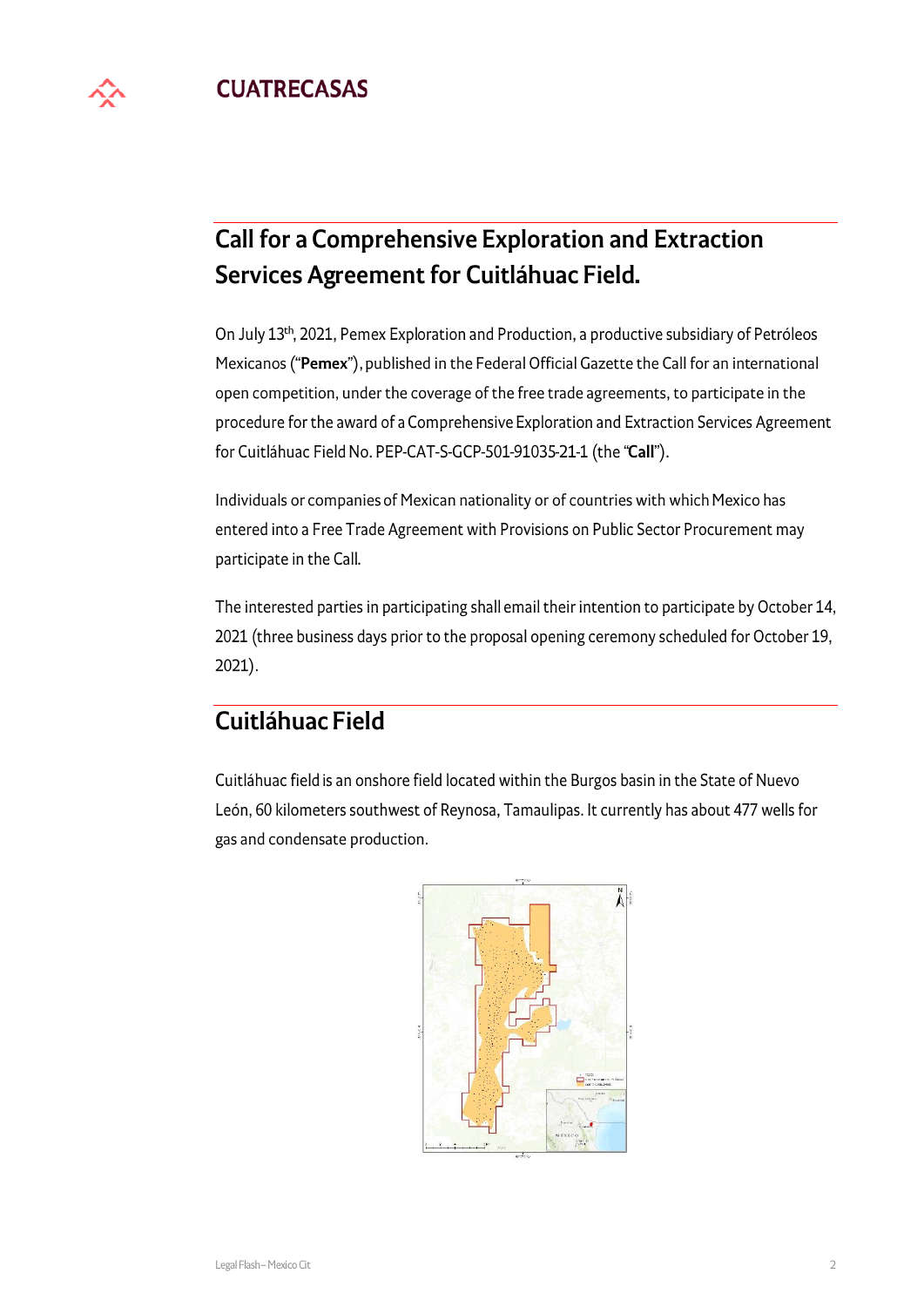## Call for a Comprehensive Exploration and Extraction Services Agreement for Cuitláhuac Field.

On July 13th, 2021, Pemex Exploration and Production, a productive subsidiary of Petróleos Mexicanos ("**Pemex**"), published in the Federal Official Gazette the Call for an international open competition, under the coverage of the free trade agreements, to participate in the procedure for the award of a Comprehensive Exploration and Extraction Services Agreement for Cuitláhuac Field No. PEP-CAT-S-GCP-501-91035-21-1 (the "**Call**").

Individuals or companies of Mexican nationality or of countries with which Mexico has entered into a Free Trade Agreement with Provisions on Public Sector Procurement may participate in the Call.

The interested parties in participating shall email their intention to participate by October 14, 2021 (three business days prior to the proposal opening ceremony scheduled for October 19, 2021).

## Cuitláhuac Field

Cuitláhuac field is an onshore field located within the Burgos basin in the State of Nuevo León, 60 kilometers southwest of Reynosa, Tamaulipas. It currently has about 477 wells for gas and condensate production.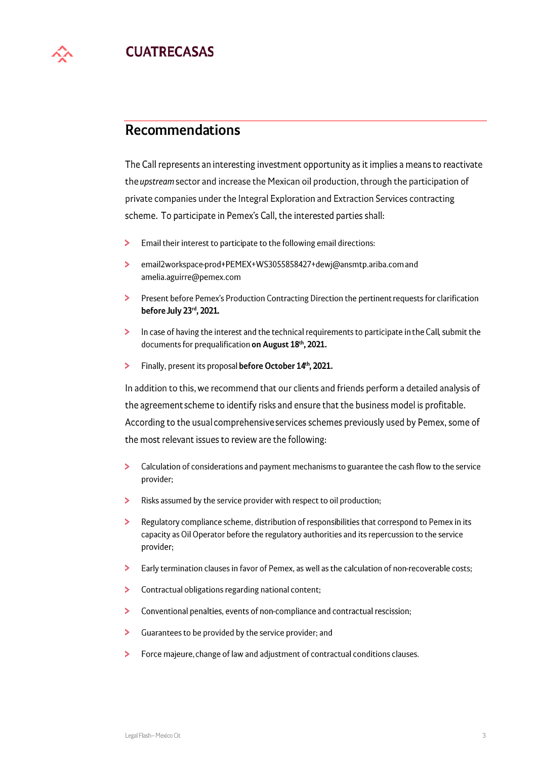## Recommendations

The Call represents an interesting investment opportunity as it implies a means to reactivate the *upstream* sector and increase the Mexican oil production, through the participation of private companies under the Integral Exploration and Extraction Services contracting scheme. To participate in Pemex's Call, the interested parties shall:

- Email their interest to participate to the following email directions:
- email2workspace-prod+PEMEX+WS3055858427+dewj@ansmtp.ariba.com and amelia.aguirre@pemex.com
- Present before Pemex's Production Contracting Direction the pertinent requests for clarification **before July 23rd, 2021.**
- In case of having the interest and the technical requirements to participate in the Call, submit the documents for prequalification **on August 18th, 2021.**
- Finally, present its proposal **before October 14th, 2021.**

In addition to this, we recommend that our clients and friends perform a detailed analysis of the agreement scheme to identify risks and ensure that the business model is profitable. According to the usual comprehensive services schemes previously used by Pemex, some of the most relevant issues to review are the following:

- Calculation of considerations and payment mechanisms to guarantee the cash flow to the service provider;
- Risks assumed by the service provider with respect to oil production;
- Regulatory compliance scheme, distribution of responsibilities that correspond to Pemex in its capacity as Oil Operator before the regulatory authorities and its repercussion to the service provider;
- Early termination clauses in favor of Pemex, as well as the calculation of non-recoverable costs;
- Contractual obligations regarding national content;
- Conventional penalties, events of non-compliance and contractual rescission;
- Guarantees to be provided by the service provider; and
- Force majeure, change of law and adjustment of contractual conditions clauses.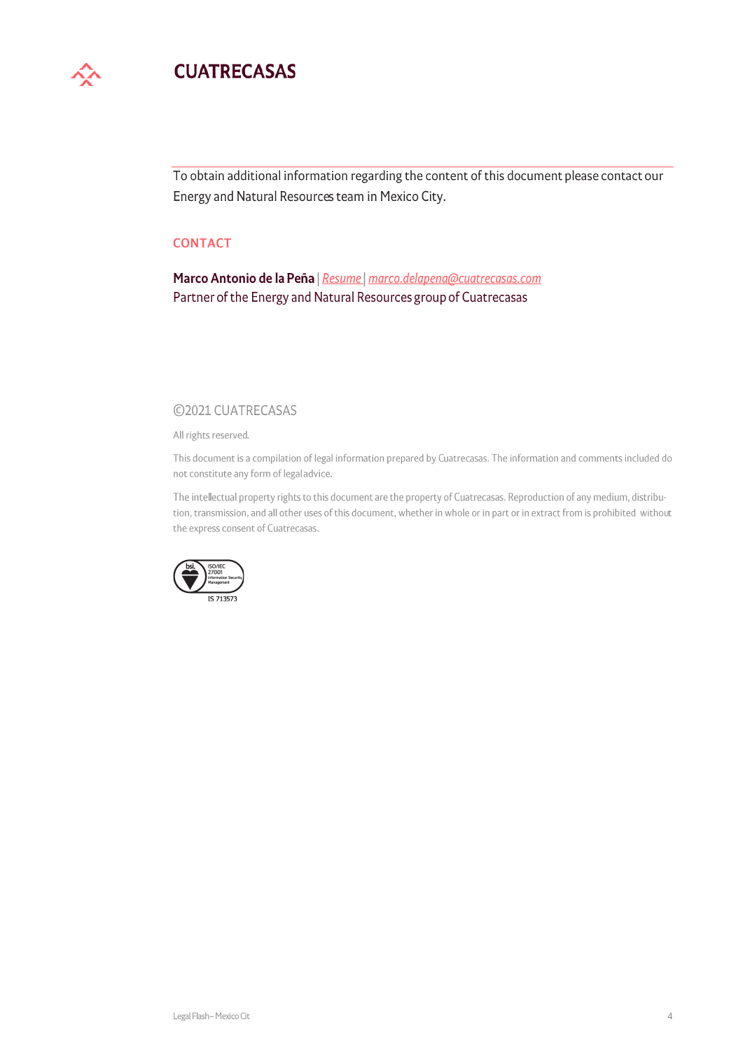# CUATRECASAS

To obtain additional information regarding the content of this document please contact our Energy and Natural Resources team in Mexico City.

## CONTACT

**Marco Antonio de la Peña** | *Resume* | *marco.delapena@cuatrecasas.com*
Partner of the Energy and Natural Resources group of Cuatrecasas

©2021 CUATRECASAS

All rights reserved.

This document is a compilation of legal information prepared by Cuatrecasas. The information and comments included do not constitute any form of legal advice.

The intellectual property rights to this document are the property of Cuatrecasas. Reproduction of any medium, distribution, transmission, and all other uses of this document, whether in whole or in part or in extract from is prohibited without the express consent of Cuatrecasas.

bsi. ISO/IEC 27001 Information Security Management
IS 713573